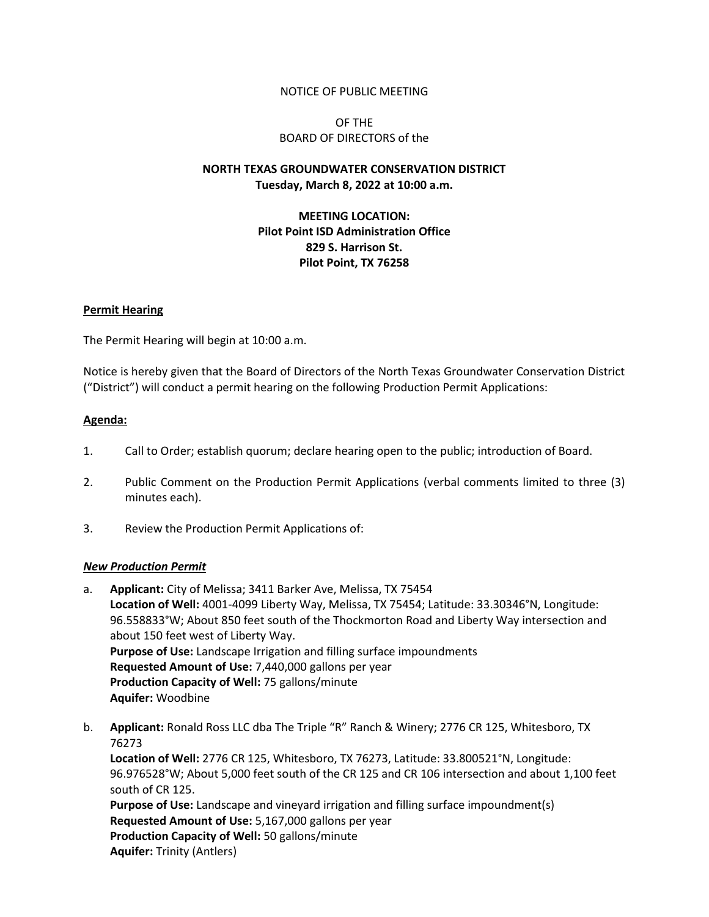NOTICE OF PUBLIC MEETING

OF THE
BOARD OF DIRECTORS of the

**NORTH TEXAS GROUNDWATER CONSERVATION DISTRICT**
**Tuesday, March 8, 2022 at 10:00 a.m.**

**MEETING LOCATION:**
**Pilot Point ISD Administration Office**
**829 S. Harrison St.**
**Pilot Point, TX 76258**

**Permit Hearing**

The Permit Hearing will begin at 10:00 a.m.

Notice is hereby given that the Board of Directors of the North Texas Groundwater Conservation District ("District") will conduct a permit hearing on the following Production Permit Applications:

**Agenda:**

1. Call to Order; establish quorum; declare hearing open to the public; introduction of Board.

2. Public Comment on the Production Permit Applications (verbal comments limited to three (3) minutes each).

3. Review the Production Permit Applications of:

***New Production Permit***

a. **Applicant:** City of Melissa; 3411 Barker Ave, Melissa, TX 75454
   **Location of Well:** 4001-4099 Liberty Way, Melissa, TX 75454; Latitude: 33.30346°N, Longitude: 96.558833°W; About 850 feet south of the Thockmorton Road and Liberty Way intersection and about 150 feet west of Liberty Way.
   **Purpose of Use:** Landscape Irrigation and filling surface impoundments
   **Requested Amount of Use:** 7,440,000 gallons per year
   **Production Capacity of Well:** 75 gallons/minute
   **Aquifer:** Woodbine

b. **Applicant:** Ronald Ross LLC dba The Triple "R" Ranch & Winery; 2776 CR 125, Whitesboro, TX 76273
   **Location of Well:** 2776 CR 125, Whitesboro, TX 76273, Latitude: 33.800521°N, Longitude: 96.976528°W; About 5,000 feet south of the CR 125 and CR 106 intersection and about 1,100 feet south of CR 125.
   **Purpose of Use:** Landscape and vineyard irrigation and filling surface impoundment(s)
   **Requested Amount of Use:** 5,167,000 gallons per year
   **Production Capacity of Well:** 50 gallons/minute
   **Aquifer:** Trinity (Antlers)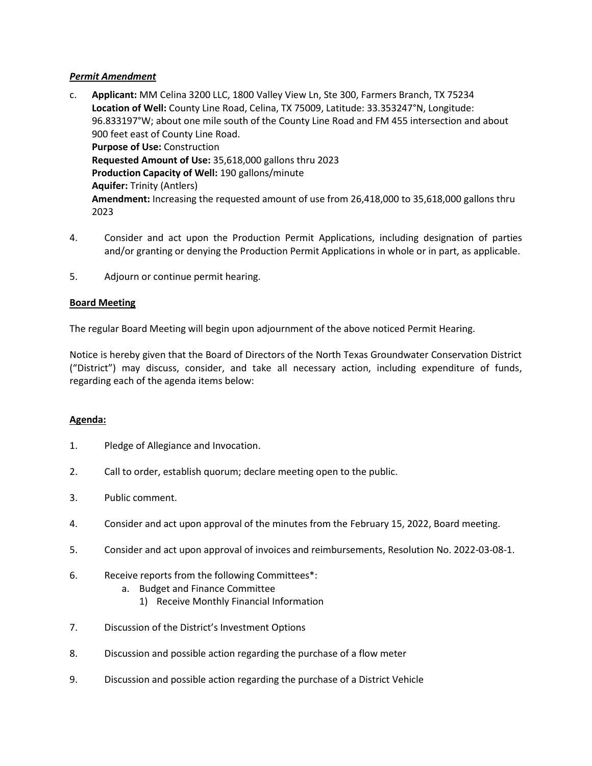***Permit Amendment***

c. **Applicant:** MM Celina 3200 LLC, 1800 Valley View Ln, Ste 300, Farmers Branch, TX 75234
   **Location of Well:** County Line Road, Celina, TX 75009, Latitude: 33.353247°N, Longitude: 96.833197°W; about one mile south of the County Line Road and FM 455 intersection and about 900 feet east of County Line Road.
   **Purpose of Use:** Construction
   **Requested Amount of Use:** 35,618,000 gallons thru 2023
   **Production Capacity of Well:** 190 gallons/minute
   **Aquifer:** Trinity (Antlers)
   **Amendment:** Increasing the requested amount of use from 26,418,000 to 35,618,000 gallons thru 2023

4. Consider and act upon the Production Permit Applications, including designation of parties and/or granting or denying the Production Permit Applications in whole or in part, as applicable.

5. Adjourn or continue permit hearing.

**Board Meeting**

The regular Board Meeting will begin upon adjournment of the above noticed Permit Hearing.

Notice is hereby given that the Board of Directors of the North Texas Groundwater Conservation District ("District") may discuss, consider, and take all necessary action, including expenditure of funds, regarding each of the agenda items below:

**Agenda:**

1. Pledge of Allegiance and Invocation.

2. Call to order, establish quorum; declare meeting open to the public.

3. Public comment.

4. Consider and act upon approval of the minutes from the February 15, 2022, Board meeting.

5. Consider and act upon approval of invoices and reimbursements, Resolution No. 2022-03-08-1.

6. Receive reports from the following Committees*:
   a. Budget and Finance Committee
      1) Receive Monthly Financial Information

7. Discussion of the District's Investment Options

8. Discussion and possible action regarding the purchase of a flow meter

9. Discussion and possible action regarding the purchase of a District Vehicle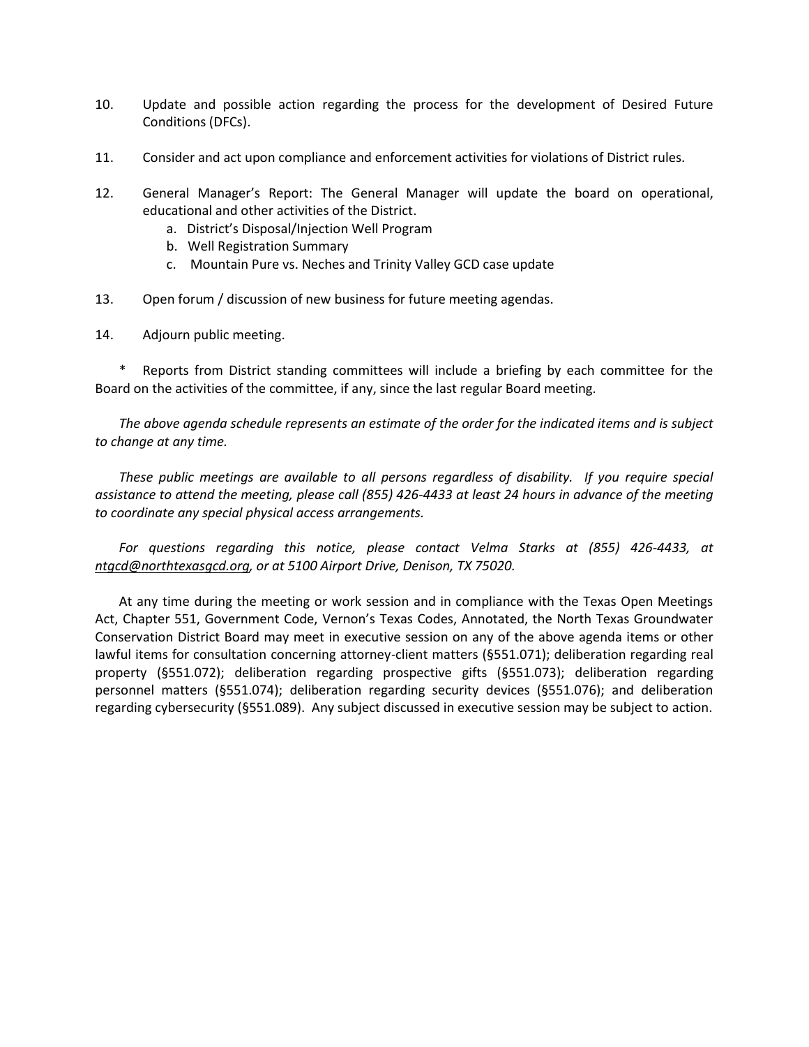10. Update and possible action regarding the process for the development of Desired Future Conditions (DFCs).

11. Consider and act upon compliance and enforcement activities for violations of District rules.

12. General Manager's Report: The General Manager will update the board on operational, educational and other activities of the District.
    a. District's Disposal/Injection Well Program
    b. Well Registration Summary
    c. Mountain Pure vs. Neches and Trinity Valley GCD case update

13. Open forum / discussion of new business for future meeting agendas.

14. Adjourn public meeting.

\* Reports from District standing committees will include a briefing by each committee for the Board on the activities of the committee, if any, since the last regular Board meeting.

*The above agenda schedule represents an estimate of the order for the indicated items and is subject to change at any time.*

*These public meetings are available to all persons regardless of disability. If you require special assistance to attend the meeting, please call (855) 426-4433 at least 24 hours in advance of the meeting to coordinate any special physical access arrangements.*

*For questions regarding this notice, please contact Velma Starks at (855) 426-4433, at ntgcd@northtexasgcd.org, or at 5100 Airport Drive, Denison, TX 75020.*

At any time during the meeting or work session and in compliance with the Texas Open Meetings Act, Chapter 551, Government Code, Vernon's Texas Codes, Annotated, the North Texas Groundwater Conservation District Board may meet in executive session on any of the above agenda items or other lawful items for consultation concerning attorney-client matters (§551.071); deliberation regarding real property (§551.072); deliberation regarding prospective gifts (§551.073); deliberation regarding personnel matters (§551.074); deliberation regarding security devices (§551.076); and deliberation regarding cybersecurity (§551.089). Any subject discussed in executive session may be subject to action.